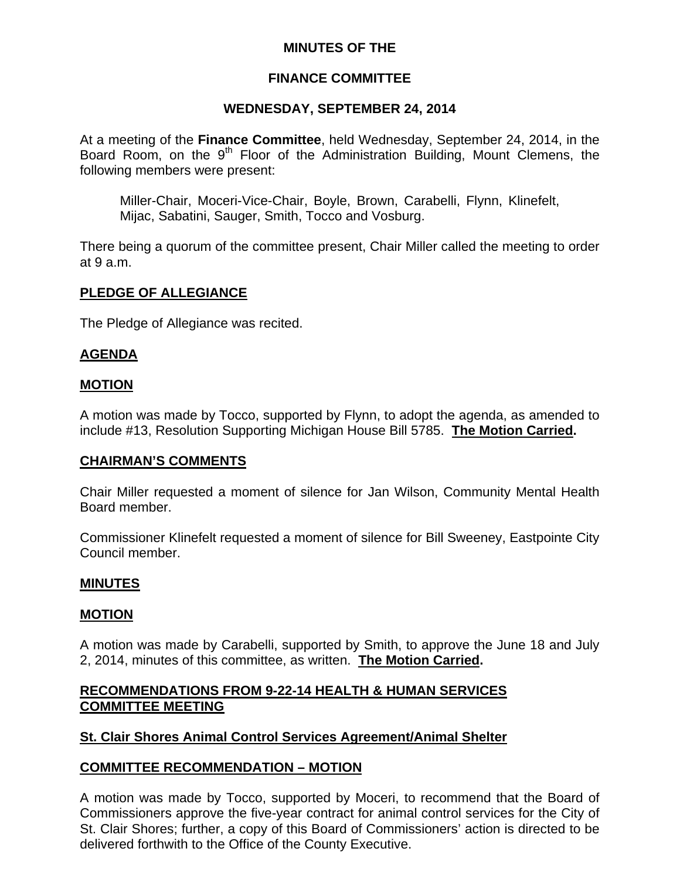# MINUTES OF THE

# FINANCE COMMITTEE

# WEDNESDAY, SEPTEMBER 24, 2014

At a meeting of the **Finance Committee**, held Wednesday, September 24, 2014, in the Board Room, on the 9th Floor of the Administration Building, Mount Clemens, the following members were present:

> Miller-Chair, Moceri-Vice-Chair, Boyle, Brown, Carabelli, Flynn, Klinefelt, Mijac, Sabatini, Sauger, Smith, Tocco and Vosburg.

There being a quorum of the committee present, Chair Miller called the meeting to order at 9 a.m.

## PLEDGE OF ALLEGIANCE

The Pledge of Allegiance was recited.

## AGENDA

## MOTION

A motion was made by Tocco, supported by Flynn, to adopt the agenda, as amended to include #13, Resolution Supporting Michigan House Bill 5785. **The Motion Carried.**

## CHAIRMAN'S COMMENTS

Chair Miller requested a moment of silence for Jan Wilson, Community Mental Health Board member.

Commissioner Klinefelt requested a moment of silence for Bill Sweeney, Eastpointe City Council member.

## MINUTES

## MOTION

A motion was made by Carabelli, supported by Smith, to approve the June 18 and July 2, 2014, minutes of this committee, as written. **The Motion Carried.**

## RECOMMENDATIONS FROM 9-22-14 HEALTH & HUMAN SERVICES COMMITTEE MEETING

## St. Clair Shores Animal Control Services Agreement/Animal Shelter

## COMMITTEE RECOMMENDATION – MOTION

A motion was made by Tocco, supported by Moceri, to recommend that the Board of Commissioners approve the five-year contract for animal control services for the City of St. Clair Shores; further, a copy of this Board of Commissioners' action is directed to be delivered forthwith to the Office of the County Executive.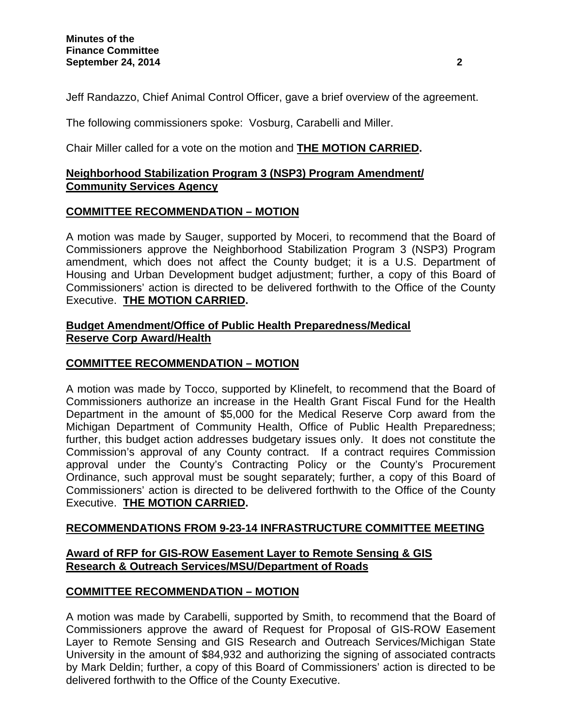Jeff Randazzo, Chief Animal Control Officer, gave a brief overview of the agreement.

The following commissioners spoke: Vosburg, Carabelli and Miller.

Chair Miller called for a vote on the motion and **THE MOTION CARRIED.**

**Neighborhood Stabilization Program 3 (NSP3) Program Amendment/ Community Services Agency**

**COMMITTEE RECOMMENDATION – MOTION**

A motion was made by Sauger, supported by Moceri, to recommend that the Board of Commissioners approve the Neighborhood Stabilization Program 3 (NSP3) Program amendment, which does not affect the County budget; it is a U.S. Department of Housing and Urban Development budget adjustment; further, a copy of this Board of Commissioners' action is directed to be delivered forthwith to the Office of the County Executive. **THE MOTION CARRIED.**

**Budget Amendment/Office of Public Health Preparedness/Medical Reserve Corp Award/Health**

**COMMITTEE RECOMMENDATION – MOTION**

A motion was made by Tocco, supported by Klinefelt, to recommend that the Board of Commissioners authorize an increase in the Health Grant Fiscal Fund for the Health Department in the amount of $5,000 for the Medical Reserve Corp award from the Michigan Department of Community Health, Office of Public Health Preparedness; further, this budget action addresses budgetary issues only. It does not constitute the Commission's approval of any County contract. If a contract requires Commission approval under the County's Contracting Policy or the County's Procurement Ordinance, such approval must be sought separately; further, a copy of this Board of Commissioners' action is directed to be delivered forthwith to the Office of the County Executive. **THE MOTION CARRIED.**

**RECOMMENDATIONS FROM 9-23-14 INFRASTRUCTURE COMMITTEE MEETING**

**Award of RFP for GIS-ROW Easement Layer to Remote Sensing & GIS Research & Outreach Services/MSU/Department of Roads**

**COMMITTEE RECOMMENDATION – MOTION**

A motion was made by Carabelli, supported by Smith, to recommend that the Board of Commissioners approve the award of Request for Proposal of GIS-ROW Easement Layer to Remote Sensing and GIS Research and Outreach Services/Michigan State University in the amount of $84,932 and authorizing the signing of associated contracts by Mark Deldin; further, a copy of this Board of Commissioners' action is directed to be delivered forthwith to the Office of the County Executive.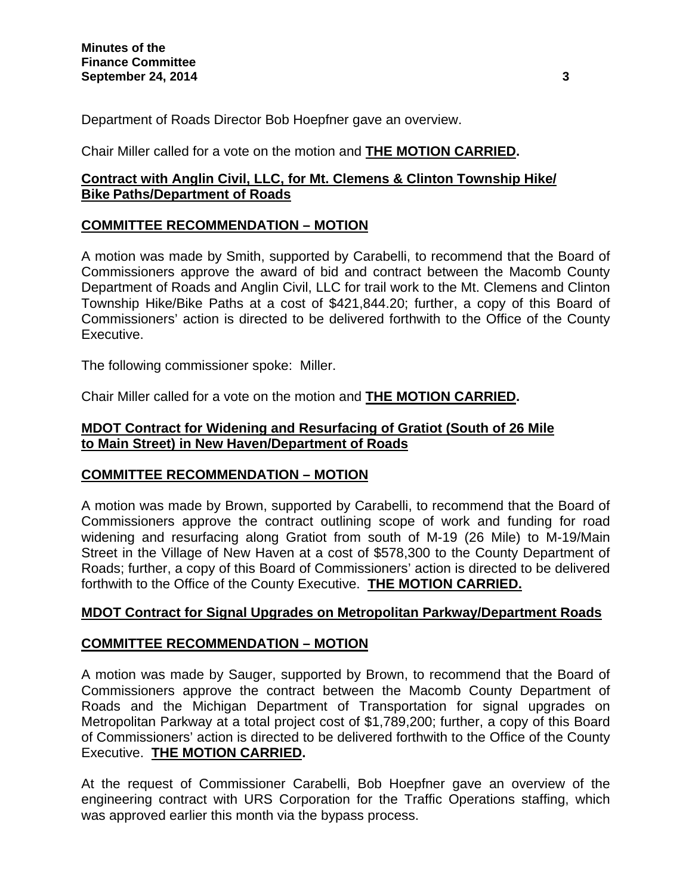Department of Roads Director Bob Hoepfner gave an overview.

Chair Miller called for a vote on the motion and **THE MOTION CARRIED.**

**Contract with Anglin Civil, LLC, for Mt. Clemens & Clinton Township Hike/ Bike Paths/Department of Roads**

**COMMITTEE RECOMMENDATION – MOTION**

A motion was made by Smith, supported by Carabelli, to recommend that the Board of Commissioners approve the award of bid and contract between the Macomb County Department of Roads and Anglin Civil, LLC for trail work to the Mt. Clemens and Clinton Township Hike/Bike Paths at a cost of $421,844.20; further, a copy of this Board of Commissioners' action is directed to be delivered forthwith to the Office of the County Executive.

The following commissioner spoke: Miller.

Chair Miller called for a vote on the motion and **THE MOTION CARRIED.**

**MDOT Contract for Widening and Resurfacing of Gratiot (South of 26 Mile to Main Street) in New Haven/Department of Roads**

**COMMITTEE RECOMMENDATION – MOTION**

A motion was made by Brown, supported by Carabelli, to recommend that the Board of Commissioners approve the contract outlining scope of work and funding for road widening and resurfacing along Gratiot from south of M-19 (26 Mile) to M-19/Main Street in the Village of New Haven at a cost of $578,300 to the County Department of Roads; further, a copy of this Board of Commissioners' action is directed to be delivered forthwith to the Office of the County Executive. **THE MOTION CARRIED.**

**MDOT Contract for Signal Upgrades on Metropolitan Parkway/Department Roads**

**COMMITTEE RECOMMENDATION – MOTION**

A motion was made by Sauger, supported by Brown, to recommend that the Board of Commissioners approve the contract between the Macomb County Department of Roads and the Michigan Department of Transportation for signal upgrades on Metropolitan Parkway at a total project cost of $1,789,200; further, a copy of this Board of Commissioners' action is directed to be delivered forthwith to the Office of the County Executive. **THE MOTION CARRIED.**

At the request of Commissioner Carabelli, Bob Hoepfner gave an overview of the engineering contract with URS Corporation for the Traffic Operations staffing, which was approved earlier this month via the bypass process.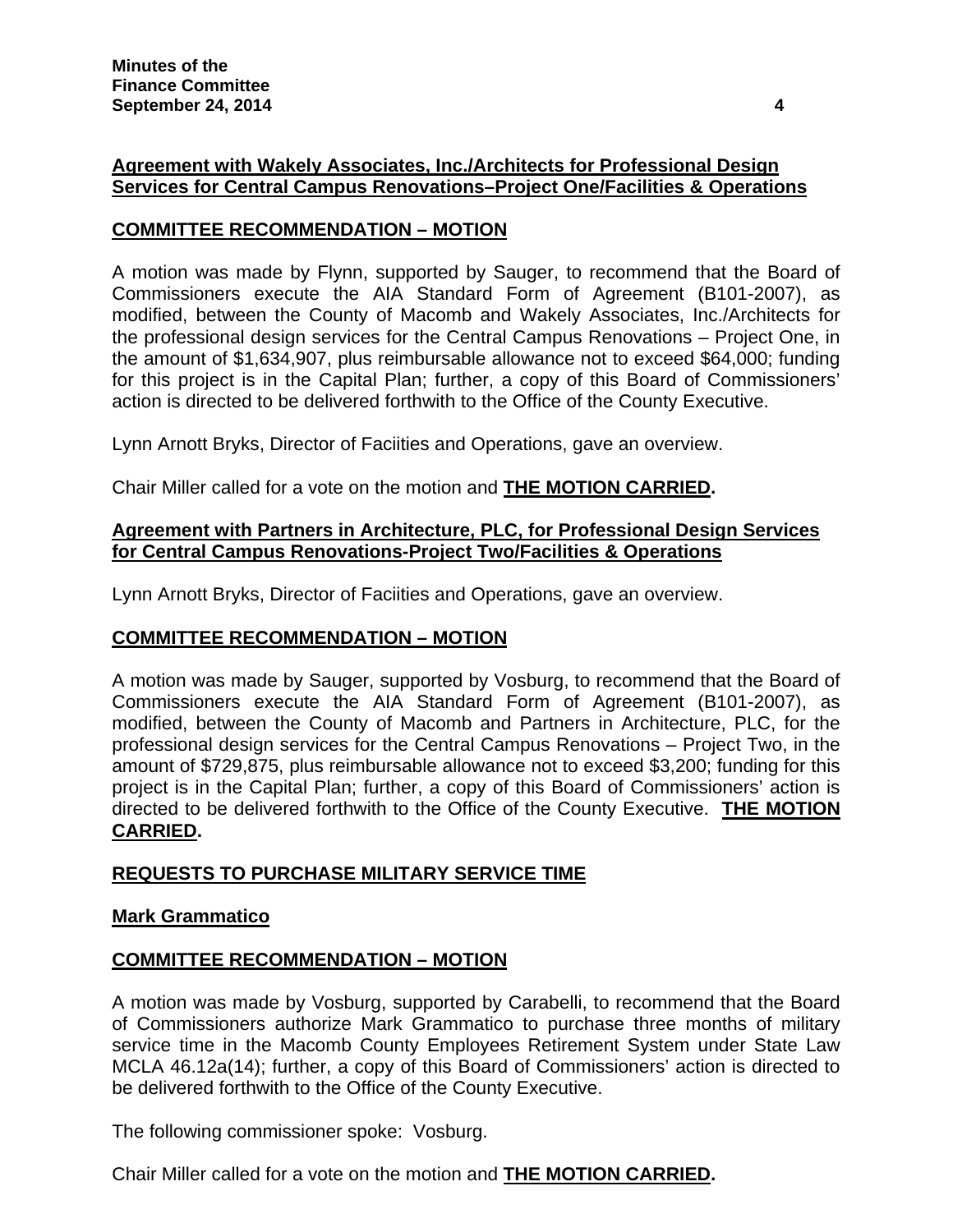**Agreement with Wakely Associates, Inc./Architects for Professional Design Services for Central Campus Renovations–Project One/Facilities & Operations**

**COMMITTEE RECOMMENDATION – MOTION**

A motion was made by Flynn, supported by Sauger, to recommend that the Board of Commissioners execute the AIA Standard Form of Agreement (B101-2007), as modified, between the County of Macomb and Wakely Associates, Inc./Architects for the professional design services for the Central Campus Renovations – Project One, in the amount of $1,634,907, plus reimbursable allowance not to exceed $64,000; funding for this project is in the Capital Plan; further, a copy of this Board of Commissioners' action is directed to be delivered forthwith to the Office of the County Executive.

Lynn Arnott Bryks, Director of Faciities and Operations, gave an overview.

Chair Miller called for a vote on the motion and **THE MOTION CARRIED.**

**Agreement with Partners in Architecture, PLC, for Professional Design Services for Central Campus Renovations-Project Two/Facilities & Operations**

Lynn Arnott Bryks, Director of Faciities and Operations, gave an overview.

**COMMITTEE RECOMMENDATION – MOTION**

A motion was made by Sauger, supported by Vosburg, to recommend that the Board of Commissioners execute the AIA Standard Form of Agreement (B101-2007), as modified, between the County of Macomb and Partners in Architecture, PLC, for the professional design services for the Central Campus Renovations – Project Two, in the amount of $729,875, plus reimbursable allowance not to exceed $3,200; funding for this project is in the Capital Plan; further, a copy of this Board of Commissioners' action is directed to be delivered forthwith to the Office of the County Executive. **THE MOTION CARRIED.**

**REQUESTS TO PURCHASE MILITARY SERVICE TIME**

**Mark Grammatico**

**COMMITTEE RECOMMENDATION – MOTION**

A motion was made by Vosburg, supported by Carabelli, to recommend that the Board of Commissioners authorize Mark Grammatico to purchase three months of military service time in the Macomb County Employees Retirement System under State Law MCLA 46.12a(14); further, a copy of this Board of Commissioners' action is directed to be delivered forthwith to the Office of the County Executive.

The following commissioner spoke: Vosburg.

Chair Miller called for a vote on the motion and **THE MOTION CARRIED.**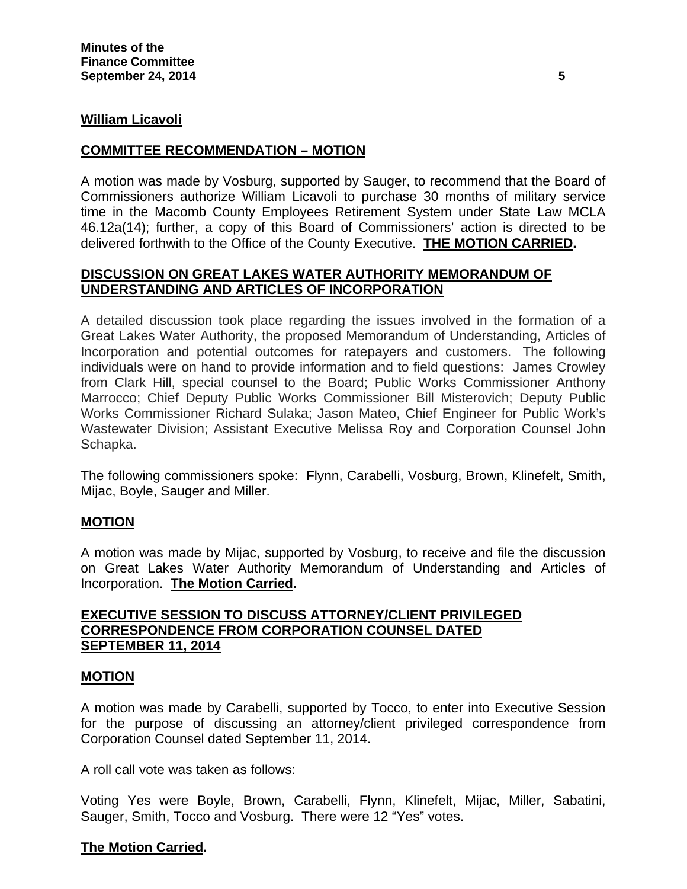**William Licavoli**

**COMMITTEE RECOMMENDATION – MOTION**

A motion was made by Vosburg, supported by Sauger, to recommend that the Board of Commissioners authorize William Licavoli to purchase 30 months of military service time in the Macomb County Employees Retirement System under State Law MCLA 46.12a(14); further, a copy of this Board of Commissioners' action is directed to be delivered forthwith to the Office of the County Executive. **THE MOTION CARRIED.**

**DISCUSSION ON GREAT LAKES WATER AUTHORITY MEMORANDUM OF UNDERSTANDING AND ARTICLES OF INCORPORATION**

A detailed discussion took place regarding the issues involved in the formation of a Great Lakes Water Authority, the proposed Memorandum of Understanding, Articles of Incorporation and potential outcomes for ratepayers and customers. The following individuals were on hand to provide information and to field questions: James Crowley from Clark Hill, special counsel to the Board; Public Works Commissioner Anthony Marrocco; Chief Deputy Public Works Commissioner Bill Misterovich; Deputy Public Works Commissioner Richard Sulaka; Jason Mateo, Chief Engineer for Public Work's Wastewater Division; Assistant Executive Melissa Roy and Corporation Counsel John Schapka.

The following commissioners spoke: Flynn, Carabelli, Vosburg, Brown, Klinefelt, Smith, Mijac, Boyle, Sauger and Miller.

**MOTION**

A motion was made by Mijac, supported by Vosburg, to receive and file the discussion on Great Lakes Water Authority Memorandum of Understanding and Articles of Incorporation. **The Motion Carried.**

**EXECUTIVE SESSION TO DISCUSS ATTORNEY/CLIENT PRIVILEGED CORRESPONDENCE FROM CORPORATION COUNSEL DATED SEPTEMBER 11, 2014**

**MOTION**

A motion was made by Carabelli, supported by Tocco, to enter into Executive Session for the purpose of discussing an attorney/client privileged correspondence from Corporation Counsel dated September 11, 2014.

A roll call vote was taken as follows:

Voting Yes were Boyle, Brown, Carabelli, Flynn, Klinefelt, Mijac, Miller, Sabatini, Sauger, Smith, Tocco and Vosburg. There were 12 "Yes" votes.

**The Motion Carried.**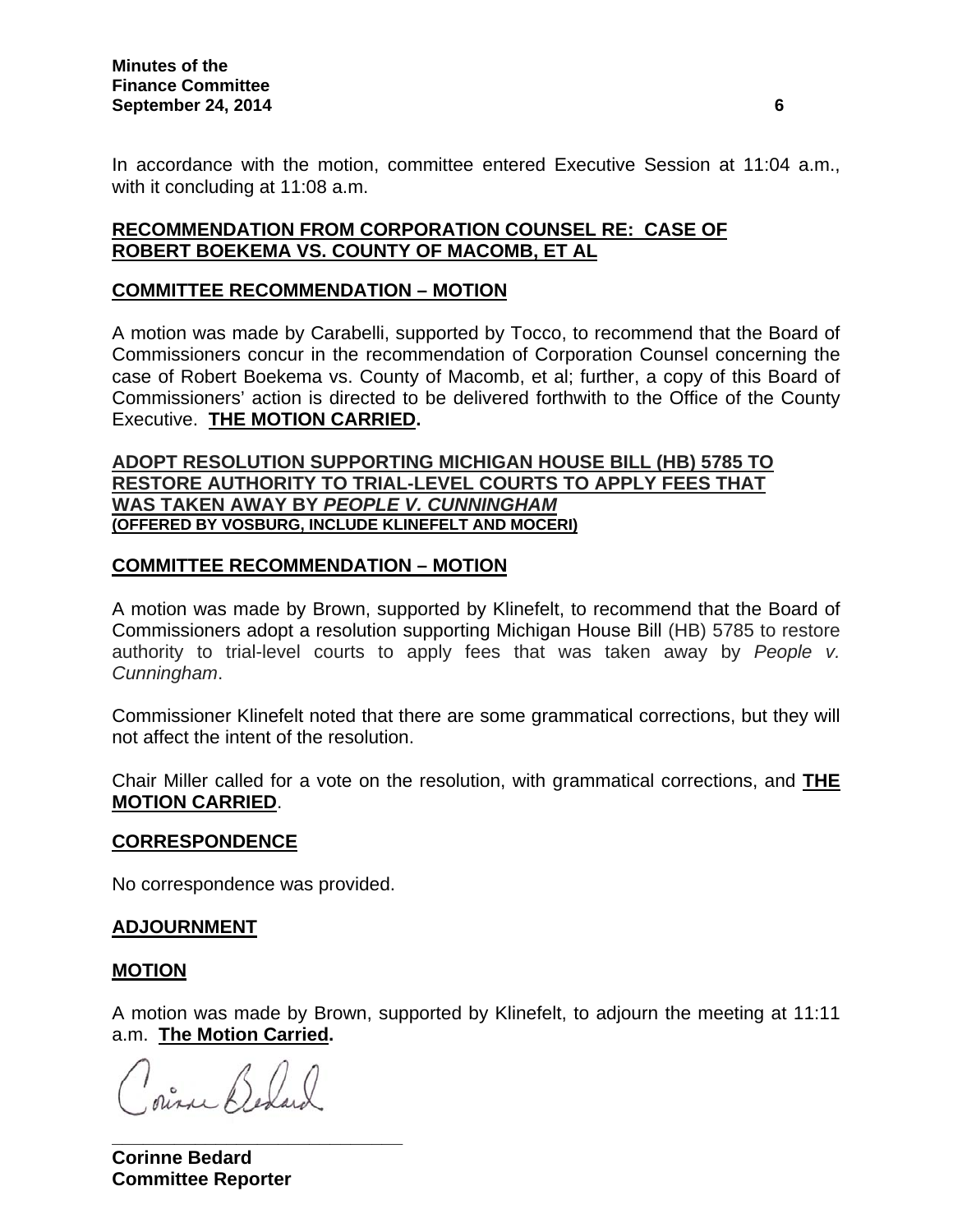In accordance with the motion, committee entered Executive Session at 11:04 a.m., with it concluding at 11:08 a.m.

**RECOMMENDATION FROM CORPORATION COUNSEL RE: CASE OF ROBERT BOEKEMA VS. COUNTY OF MACOMB, ET AL**

**COMMITTEE RECOMMENDATION – MOTION**

A motion was made by Carabelli, supported by Tocco, to recommend that the Board of Commissioners concur in the recommendation of Corporation Counsel concerning the case of Robert Boekema vs. County of Macomb, et al; further, a copy of this Board of Commissioners' action is directed to be delivered forthwith to the Office of the County Executive. **THE MOTION CARRIED.**

**ADOPT RESOLUTION SUPPORTING MICHIGAN HOUSE BILL (HB) 5785 TO RESTORE AUTHORITY TO TRIAL-LEVEL COURTS TO APPLY FEES THAT WAS TAKEN AWAY BY *PEOPLE V. CUNNINGHAM***
**(OFFERED BY VOSBURG, INCLUDE KLINEFELT AND MOCERI)**

**COMMITTEE RECOMMENDATION – MOTION**

A motion was made by Brown, supported by Klinefelt, to recommend that the Board of Commissioners adopt a resolution supporting Michigan House Bill (HB) 5785 to restore authority to trial-level courts to apply fees that was taken away by *People v. Cunningham*.

Commissioner Klinefelt noted that there are some grammatical corrections, but they will not affect the intent of the resolution.

Chair Miller called for a vote on the resolution, with grammatical corrections, and **THE MOTION CARRIED**.

**CORRESPONDENCE**

No correspondence was provided.

**ADJOURNMENT**

**MOTION**

A motion was made by Brown, supported by Klinefelt, to adjourn the meeting at 11:11 a.m. **The Motion Carried.**

_______________________________
**Corinne Bedard**
**Committee Reporter**